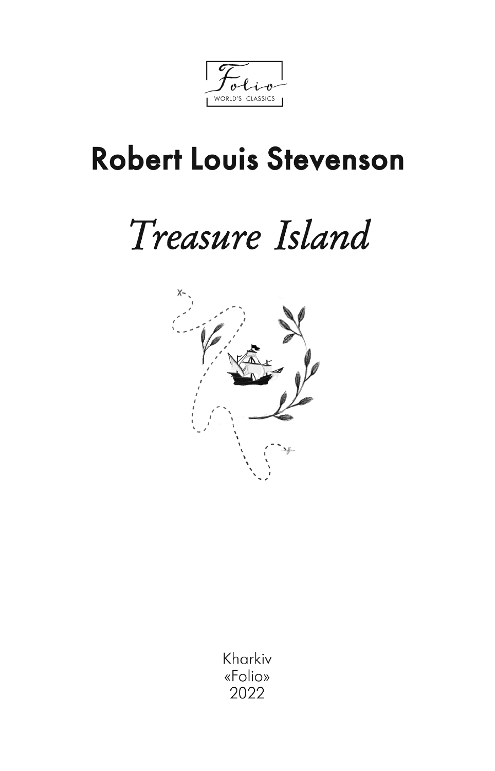Folio
WORLD'S CLASSICS

## Robert Louis Stevenson

# *Treasure Island*

Kharkiv
«Folio»
2022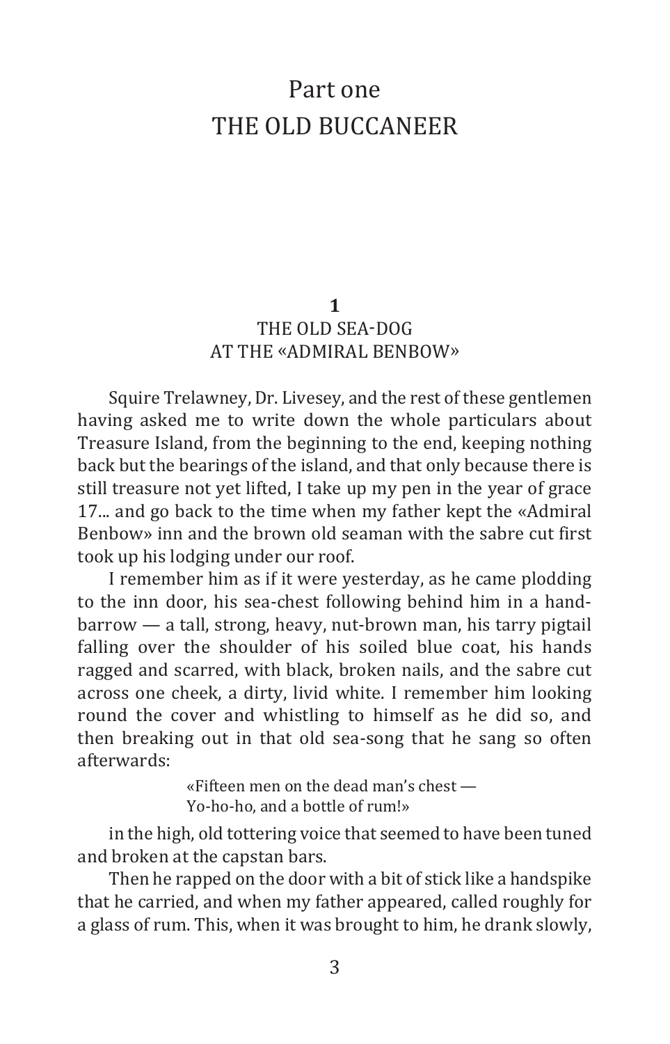# Part one
# THE OLD BUCCANEER

## 1
## THE OLD SEA-DOG AT THE «ADMIRAL BENBOW»

Squire Trelawney, Dr. Livesey, and the rest of these gentlemen having asked me to write down the whole particulars about Treasure Island, from the beginning to the end, keeping nothing back but the bearings of the island, and that only because there is still treasure not yet lifted, I take up my pen in the year of grace 17... and go back to the time when my father kept the «Admiral Benbow» inn and the brown old seaman with the sabre cut first took up his lodging under our roof.

I remember him as if it were yesterday, as he came plodding to the inn door, his sea-chest following behind him in a hand-barrow — a tall, strong, heavy, nut-brown man, his tarry pigtail falling over the shoulder of his soiled blue coat, his hands ragged and scarred, with black, broken nails, and the sabre cut across one cheek, a dirty, livid white. I remember him looking round the cover and whistling to himself as he did so, and then breaking out in that old sea-song that he sang so often afterwards:

> «Fifteen men on the dead man's chest —
> Yo-ho-ho, and a bottle of rum!»

in the high, old tottering voice that seemed to have been tuned and broken at the capstan bars.

Then he rapped on the door with a bit of stick like a handspike that he carried, and when my father appeared, called roughly for a glass of rum. This, when it was brought to him, he drank slowly,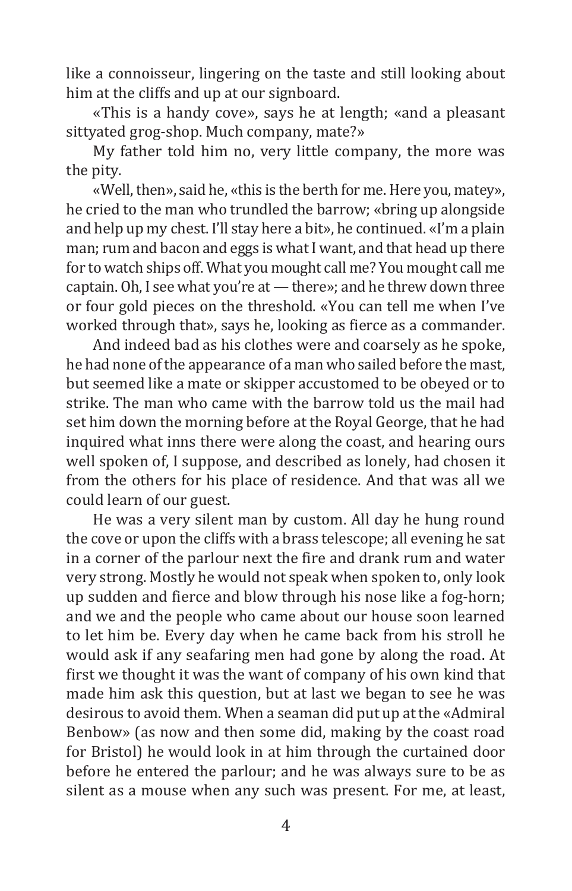like a connoisseur, lingering on the taste and still looking about him at the cliffs and up at our signboard.

«This is a handy cove», says he at length; «and a pleasant sittyated grog-shop. Much company, mate?»

My father told him no, very little company, the more was the pity.

«Well, then», said he, «this is the berth for me. Here you, matey», he cried to the man who trundled the barrow; «bring up alongside and help up my chest. I'll stay here a bit», he continued. «I'm a plain man; rum and bacon and eggs is what I want, and that head up there for to watch ships off. What you mought call me? You mought call me captain. Oh, I see what you're at — there»; and he threw down three or four gold pieces on the threshold. «You can tell me when I've worked through that», says he, looking as fierce as a commander.

And indeed bad as his clothes were and coarsely as he spoke, he had none of the appearance of a man who sailed before the mast, but seemed like a mate or skipper accustomed to be obeyed or to strike. The man who came with the barrow told us the mail had set him down the morning before at the Royal George, that he had inquired what inns there were along the coast, and hearing ours well spoken of, I suppose, and described as lonely, had chosen it from the others for his place of residence. And that was all we could learn of our guest.

He was a very silent man by custom. All day he hung round the cove or upon the cliffs with a brass telescope; all evening he sat in a corner of the parlour next the fire and drank rum and water very strong. Mostly he would not speak when spoken to, only look up sudden and fierce and blow through his nose like a fog-horn; and we and the people who came about our house soon learned to let him be. Every day when he came back from his stroll he would ask if any seafaring men had gone by along the road. At first we thought it was the want of company of his own kind that made him ask this question, but at last we began to see he was desirous to avoid them. When a seaman did put up at the «Admiral Benbow» (as now and then some did, making by the coast road for Bristol) he would look in at him through the curtained door before he entered the parlour; and he was always sure to be as silent as a mouse when any such was present. For me, at least,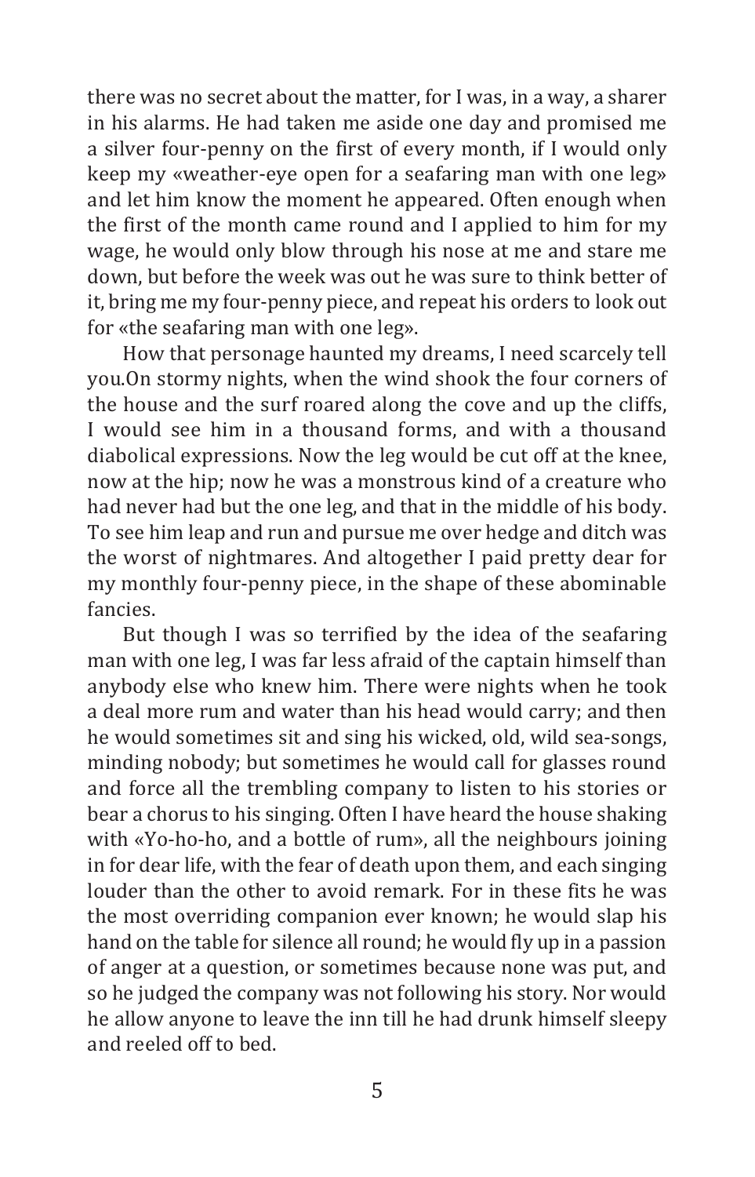there was no secret about the matter, for I was, in a way, a sharer in his alarms. He had taken me aside one day and promised me a silver four-penny on the first of every month, if I would only keep my «weather-eye open for a seafaring man with one leg» and let him know the moment he appeared. Often enough when the first of the month came round and I applied to him for my wage, he would only blow through his nose at me and stare me down, but before the week was out he was sure to think better of it, bring me my four-penny piece, and repeat his orders to look out for «the seafaring man with one leg».

How that personage haunted my dreams, I need scarcely tell you.On stormy nights, when the wind shook the four corners of the house and the surf roared along the cove and up the cliffs, I would see him in a thousand forms, and with a thousand diabolical expressions. Now the leg would be cut off at the knee, now at the hip; now he was a monstrous kind of a creature who had never had but the one leg, and that in the middle of his body. To see him leap and run and pursue me over hedge and ditch was the worst of nightmares. And altogether I paid pretty dear for my monthly four-penny piece, in the shape of these abominable fancies.

But though I was so terrified by the idea of the seafaring man with one leg, I was far less afraid of the captain himself than anybody else who knew him. There were nights when he took a deal more rum and water than his head would carry; and then he would sometimes sit and sing his wicked, old, wild sea-songs, minding nobody; but sometimes he would call for glasses round and force all the trembling company to listen to his stories or bear a chorus to his singing. Often I have heard the house shaking with «Yo-ho-ho, and a bottle of rum», all the neighbours joining in for dear life, with the fear of death upon them, and each singing louder than the other to avoid remark. For in these fits he was the most overriding companion ever known; he would slap his hand on the table for silence all round; he would fly up in a passion of anger at a question, or sometimes because none was put, and so he judged the company was not following his story. Nor would he allow anyone to leave the inn till he had drunk himself sleepy and reeled off to bed.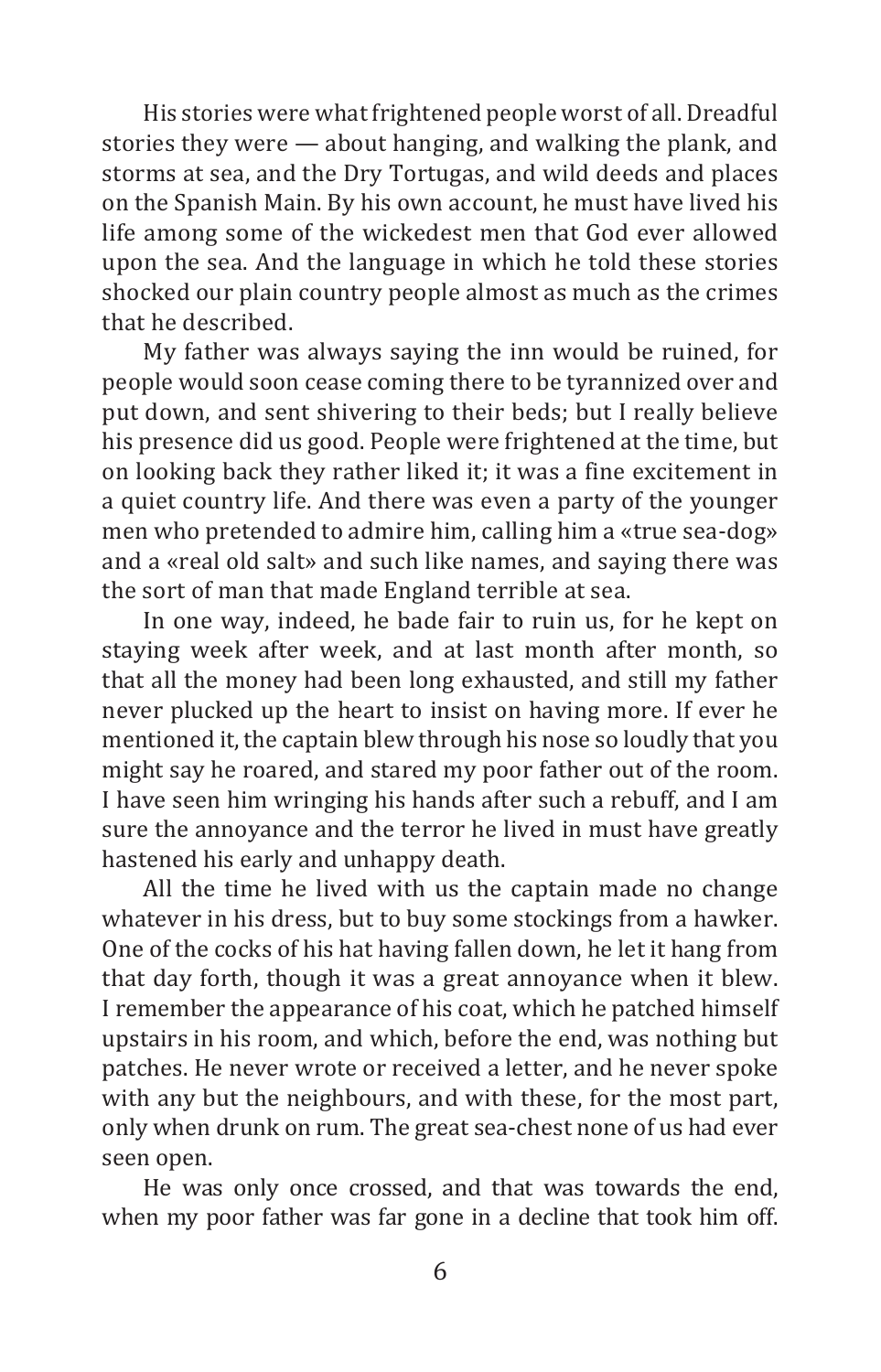His stories were what frightened people worst of all. Dreadful stories they were — about hanging, and walking the plank, and storms at sea, and the Dry Tortugas, and wild deeds and places on the Spanish Main. By his own account, he must have lived his life among some of the wickedest men that God ever allowed upon the sea. And the language in which he told these stories shocked our plain country people almost as much as the crimes that he described.

My father was always saying the inn would be ruined, for people would soon cease coming there to be tyrannized over and put down, and sent shivering to their beds; but I really believe his presence did us good. People were frightened at the time, but on looking back they rather liked it; it was a fine excitement in a quiet country life. And there was even a party of the younger men who pretended to admire him, calling him a «true sea-dog» and a «real old salt» and such like names, and saying there was the sort of man that made England terrible at sea.

In one way, indeed, he bade fair to ruin us, for he kept on staying week after week, and at last month after month, so that all the money had been long exhausted, and still my father never plucked up the heart to insist on having more. If ever he mentioned it, the captain blew through his nose so loudly that you might say he roared, and stared my poor father out of the room. I have seen him wringing his hands after such a rebuff, and I am sure the annoyance and the terror he lived in must have greatly hastened his early and unhappy death.

All the time he lived with us the captain made no change whatever in his dress, but to buy some stockings from a hawker. One of the cocks of his hat having fallen down, he let it hang from that day forth, though it was a great annoyance when it blew. I remember the appearance of his coat, which he patched himself upstairs in his room, and which, before the end, was nothing but patches. He never wrote or received a letter, and he never spoke with any but the neighbours, and with these, for the most part, only when drunk on rum. The great sea-chest none of us had ever seen open.

He was only once crossed, and that was towards the end, when my poor father was far gone in a decline that took him off.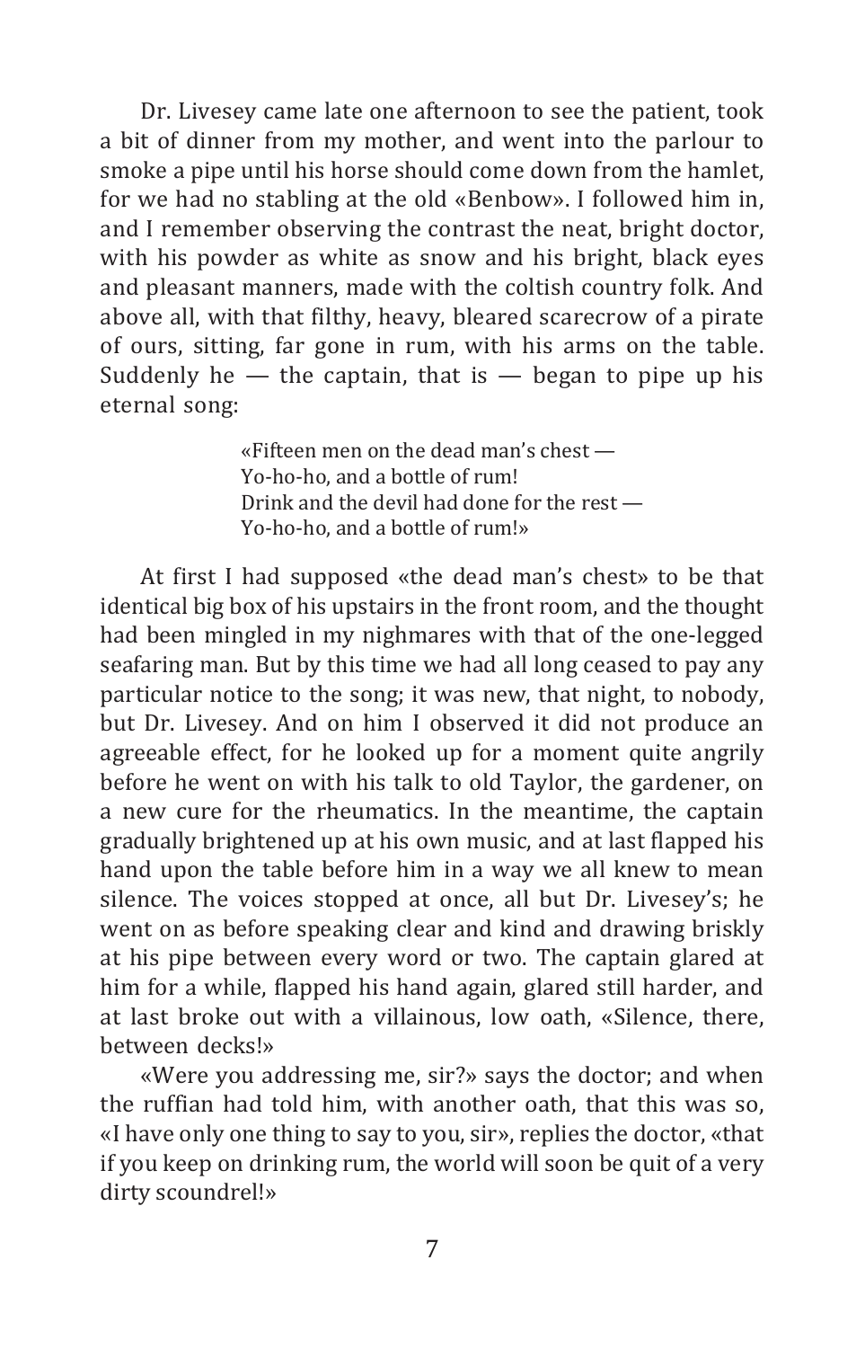Dr. Livesey came late one afternoon to see the patient, took a bit of dinner from my mother, and went into the parlour to smoke a pipe until his horse should come down from the hamlet, for we had no stabling at the old «Benbow». I followed him in, and I remember observing the contrast the neat, bright doctor, with his powder as white as snow and his bright, black eyes and pleasant manners, made with the coltish country folk. And above all, with that filthy, heavy, bleared scarecrow of a pirate of ours, sitting, far gone in rum, with his arms on the table. Suddenly he — the captain, that is — began to pipe up his eternal song:

> «Fifteen men on the dead man's chest —
> Yo-ho-ho, and a bottle of rum!
> Drink and the devil had done for the rest —
> Yo-ho-ho, and a bottle of rum!»

At first I had supposed «the dead man's chest» to be that identical big box of his upstairs in the front room, and the thought had been mingled in my nighmares with that of the one-legged seafaring man. But by this time we had all long ceased to pay any particular notice to the song; it was new, that night, to nobody, but Dr. Livesey. And on him I observed it did not produce an agreeable effect, for he looked up for a moment quite angrily before he went on with his talk to old Taylor, the gardener, on a new cure for the rheumatics. In the meantime, the captain gradually brightened up at his own music, and at last flapped his hand upon the table before him in a way we all knew to mean silence. The voices stopped at once, all but Dr. Livesey's; he went on as before speaking clear and kind and drawing briskly at his pipe between every word or two. The captain glared at him for a while, flapped his hand again, glared still harder, and at last broke out with a villainous, low oath, «Silence, there, between decks!»

«Were you addressing me, sir?» says the doctor; and when the ruffian had told him, with another oath, that this was so, «I have only one thing to say to you, sir», replies the doctor, «that if you keep on drinking rum, the world will soon be quit of a very dirty scoundrel!»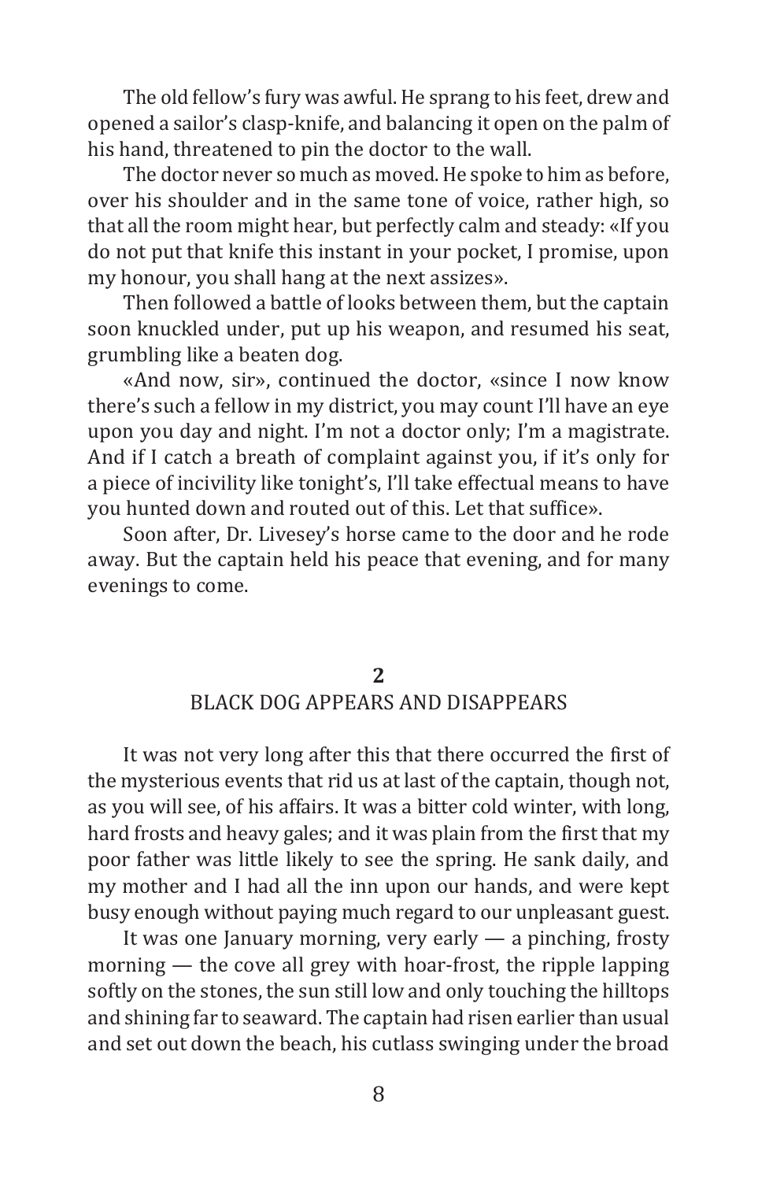The old fellow's fury was awful. He sprang to his feet, drew and opened a sailor's clasp-knife, and balancing it open on the palm of his hand, threatened to pin the doctor to the wall.

The doctor never so much as moved. He spoke to him as before, over his shoulder and in the same tone of voice, rather high, so that all the room might hear, but perfectly calm and steady: «If you do not put that knife this instant in your pocket, I promise, upon my honour, you shall hang at the next assizes».

Then followed a battle of looks between them, but the captain soon knuckled under, put up his weapon, and resumed his seat, grumbling like a beaten dog.

«And now, sir», continued the doctor, «since I now know there's such a fellow in my district, you may count I'll have an eye upon you day and night. I'm not a doctor only; I'm a magistrate. And if I catch a breath of complaint against you, if it's only for a piece of incivility like tonight's, I'll take effectual means to have you hunted down and routed out of this. Let that suffice».

Soon after, Dr. Livesey's horse came to the door and he rode away. But the captain held his peace that evening, and for many evenings to come.

## 2
## BLACK DOG APPEARS AND DISAPPEARS

It was not very long after this that there occurred the first of the mysterious events that rid us at last of the captain, though not, as you will see, of his affairs. It was a bitter cold winter, with long, hard frosts and heavy gales; and it was plain from the first that my poor father was little likely to see the spring. He sank daily, and my mother and I had all the inn upon our hands, and were kept busy enough without paying much regard to our unpleasant guest.

It was one January morning, very early — a pinching, frosty morning — the cove all grey with hoar-frost, the ripple lapping softly on the stones, the sun still low and only touching the hilltops and shining far to seaward. The captain had risen earlier than usual and set out down the beach, his cutlass swinging under the broad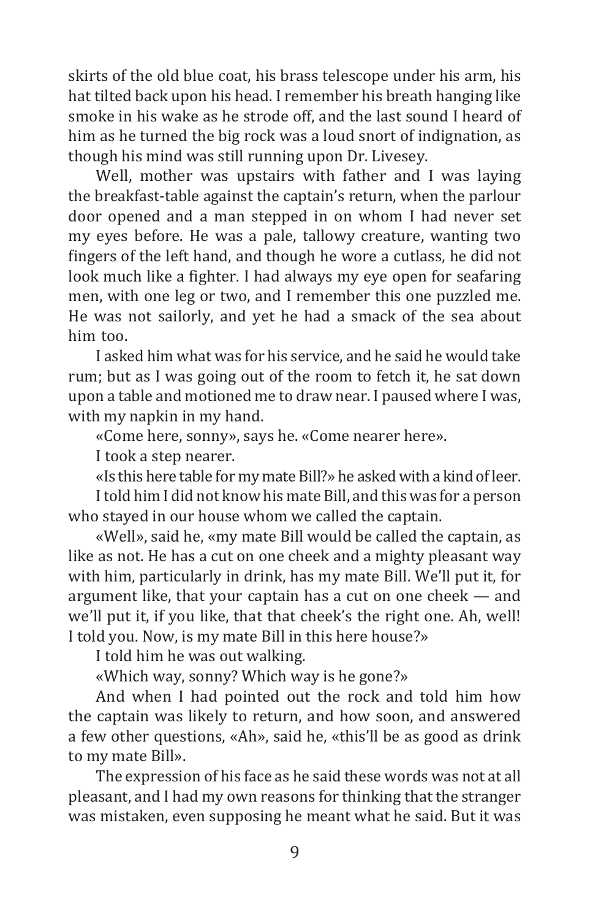skirts of the old blue coat, his brass telescope under his arm, his hat tilted back upon his head. I remember his breath hanging like smoke in his wake as he strode off, and the last sound I heard of him as he turned the big rock was a loud snort of indignation, as though his mind was still running upon Dr. Livesey.

Well, mother was upstairs with father and I was laying the breakfast-table against the captain's return, when the parlour door opened and a man stepped in on whom I had never set my eyes before. He was a pale, tallowy creature, wanting two fingers of the left hand, and though he wore a cutlass, he did not look much like a fighter. I had always my eye open for seafaring men, with one leg or two, and I remember this one puzzled me. He was not sailorly, and yet he had a smack of the sea about him too.

I asked him what was for his service, and he said he would take rum; but as I was going out of the room to fetch it, he sat down upon a table and motioned me to draw near. I paused where I was, with my napkin in my hand.

«Come here, sonny», says he. «Come nearer here».

I took a step nearer.

«Is this here table for my mate Bill?» he asked with a kind of leer.

I told him I did not know his mate Bill, and this was for a person who stayed in our house whom we called the captain.

«Well», said he, «my mate Bill would be called the captain, as like as not. He has a cut on one cheek and a mighty pleasant way with him, particularly in drink, has my mate Bill. We'll put it, for argument like, that your captain has a cut on one cheek — and we'll put it, if you like, that that cheek's the right one. Ah, well! I told you. Now, is my mate Bill in this here house?»

I told him he was out walking.

«Which way, sonny? Which way is he gone?»

And when I had pointed out the rock and told him how the captain was likely to return, and how soon, and answered a few other questions, «Ah», said he, «this'll be as good as drink to my mate Bill».

The expression of his face as he said these words was not at all pleasant, and I had my own reasons for thinking that the stranger was mistaken, even supposing he meant what he said. But it was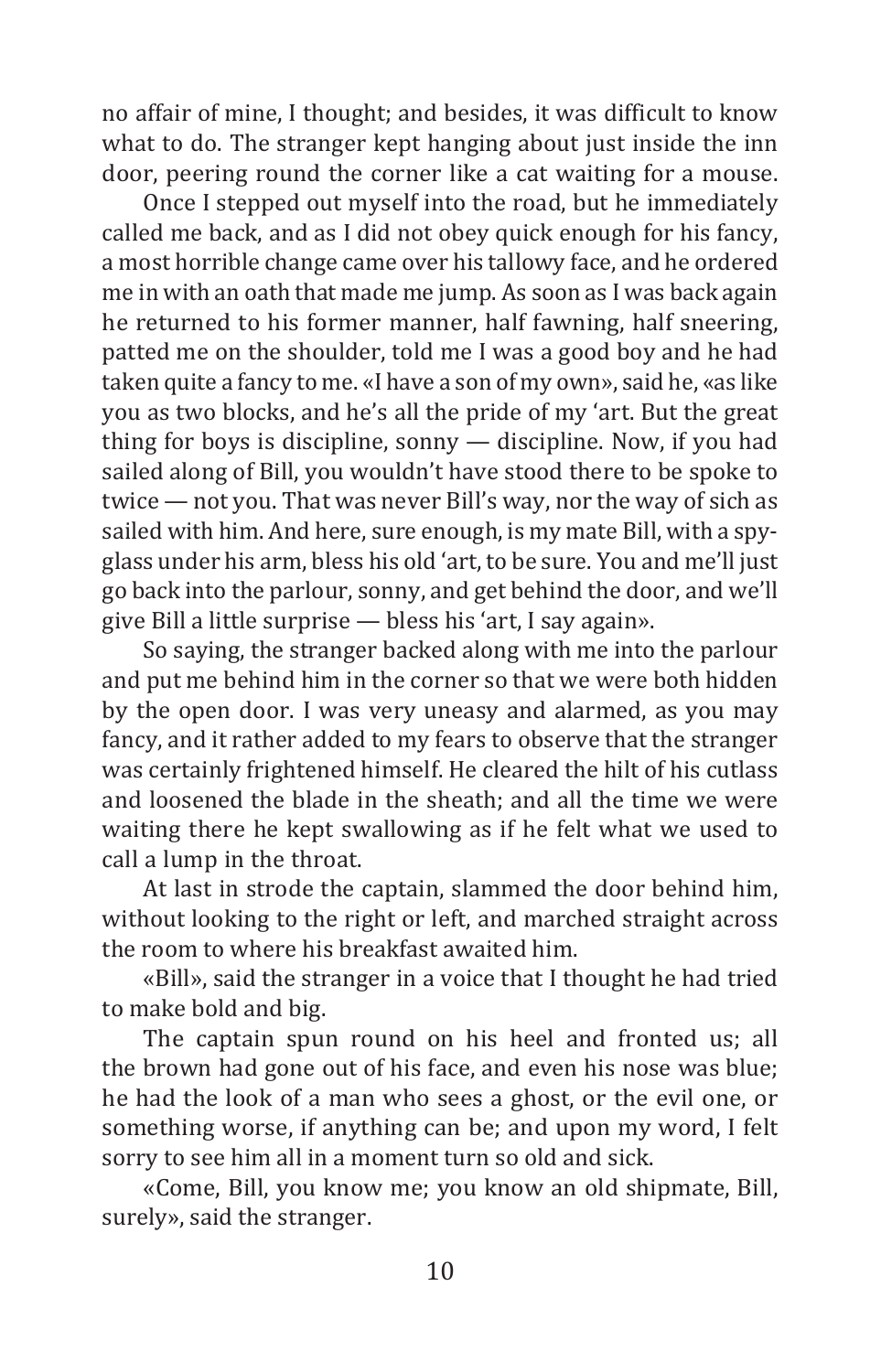no affair of mine, I thought; and besides, it was difficult to know what to do. The stranger kept hanging about just inside the inn door, peering round the corner like a cat waiting for a mouse.

Once I stepped out myself into the road, but he immediately called me back, and as I did not obey quick enough for his fancy, a most horrible change came over his tallowy face, and he ordered me in with an oath that made me jump. As soon as I was back again he returned to his former manner, half fawning, half sneering, patted me on the shoulder, told me I was a good boy and he had taken quite a fancy to me. «I have a son of my own», said he, «as like you as two blocks, and he's all the pride of my 'art. But the great thing for boys is discipline, sonny — discipline. Now, if you had sailed along of Bill, you wouldn't have stood there to be spoke to twice — not you. That was never Bill's way, nor the way of sich as sailed with him. And here, sure enough, is my mate Bill, with a spy-glass under his arm, bless his old 'art, to be sure. You and me'll just go back into the parlour, sonny, and get behind the door, and we'll give Bill a little surprise — bless his 'art, I say again».

So saying, the stranger backed along with me into the parlour and put me behind him in the corner so that we were both hidden by the open door. I was very uneasy and alarmed, as you may fancy, and it rather added to my fears to observe that the stranger was certainly frightened himself. He cleared the hilt of his cutlass and loosened the blade in the sheath; and all the time we were waiting there he kept swallowing as if he felt what we used to call a lump in the throat.

At last in strode the captain, slammed the door behind him, without looking to the right or left, and marched straight across the room to where his breakfast awaited him.

«Bill», said the stranger in a voice that I thought he had tried to make bold and big.

The captain spun round on his heel and fronted us; all the brown had gone out of his face, and even his nose was blue; he had the look of a man who sees a ghost, or the evil one, or something worse, if anything can be; and upon my word, I felt sorry to see him all in a moment turn so old and sick.

«Come, Bill, you know me; you know an old shipmate, Bill, surely», said the stranger.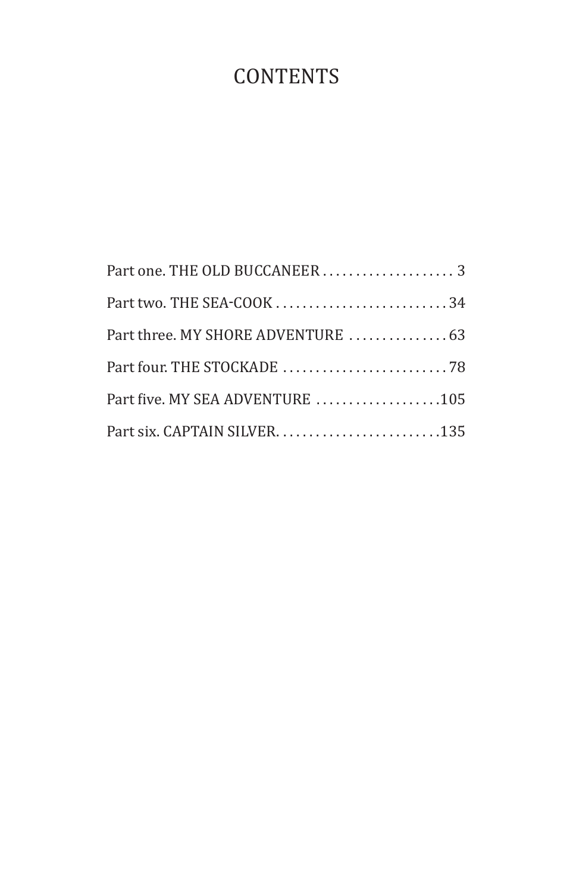# CONTENTS

Part one. THE OLD BUCCANEER . . . . . . . . . . . . . . . . . . . . 3

Part two. THE SEA-COOK . . . . . . . . . . . . . . . . . . . . . . . . . . 34

Part three. MY SHORE ADVENTURE . . . . . . . . . . . . . . . 63

Part four. THE STOCKADE . . . . . . . . . . . . . . . . . . . . . . . . . 78

Part five. MY SEA ADVENTURE . . . . . . . . . . . . . . . . . . . 105

Part six. CAPTAIN SILVER. . . . . . . . . . . . . . . . . . . . . . . . . 135